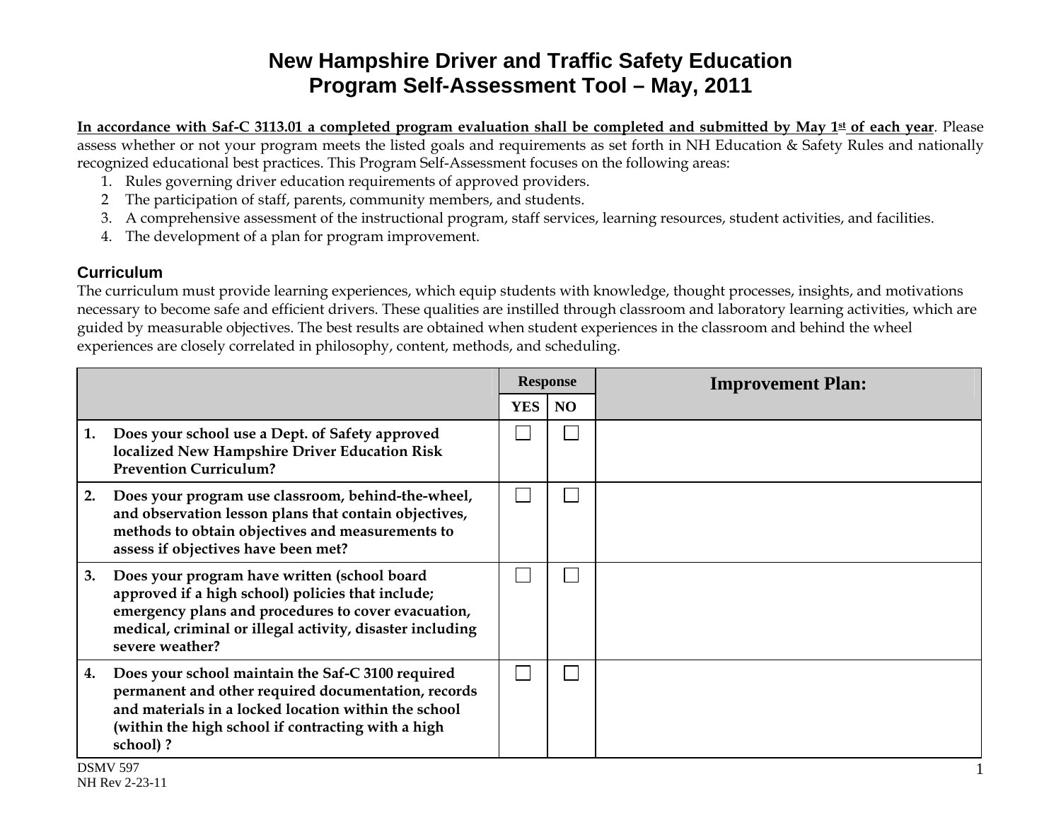# New Hampshire Driver and Traffic Safety Education Program Self-Assessment Tool – May, 2011

**In accordance with Saf-C 3113.01 a completed program evaluation shall be completed and submitted by May 1st of each year**. Please assess whether or not your program meets the listed goals and requirements as set forth in NH Education & Safety Rules and nationally recognized educational best practices. This Program Self-Assessment focuses on the following areas:

1. Rules governing driver education requirements of approved providers.
2. The participation of staff, parents, community members, and students.
3. A comprehensive assessment of the instructional program, staff services, learning resources, student activities, and facilities.
4. The development of a plan for program improvement.

## Curriculum

The curriculum must provide learning experiences, which equip students with knowledge, thought processes, insights, and motivations necessary to become safe and efficient drivers. These qualities are instilled through classroom and laboratory learning activities, which are guided by measurable objectives. The best results are obtained when student experiences in the classroom and behind the wheel experiences are closely correlated in philosophy, content, methods, and scheduling.

| | Response | | Improvement Plan: |
|---|---|---|---|
| | YES | NO | |
| **1. Does your school use a Dept. of Safety approved localized New Hampshire Driver Education Risk Prevention Curriculum?** | ☐ | ☐ | |
| **2. Does your program use classroom, behind-the-wheel, and observation lesson plans that contain objectives, methods to obtain objectives and measurements to assess if objectives have been met?** | ☐ | ☐ | |
| **3. Does your program have written (school board approved if a high school) policies that include; emergency plans and procedures to cover evacuation, medical, criminal or illegal activity, disaster including severe weather?** | ☐ | ☐ | |
| **4. Does your school maintain the Saf-C 3100 required permanent and other required documentation, records and materials in a locked location within the school (within the high school if contracting with a high school) ?** | ☐ | ☐ | |

DSMV 597
NH Rev 2-23-11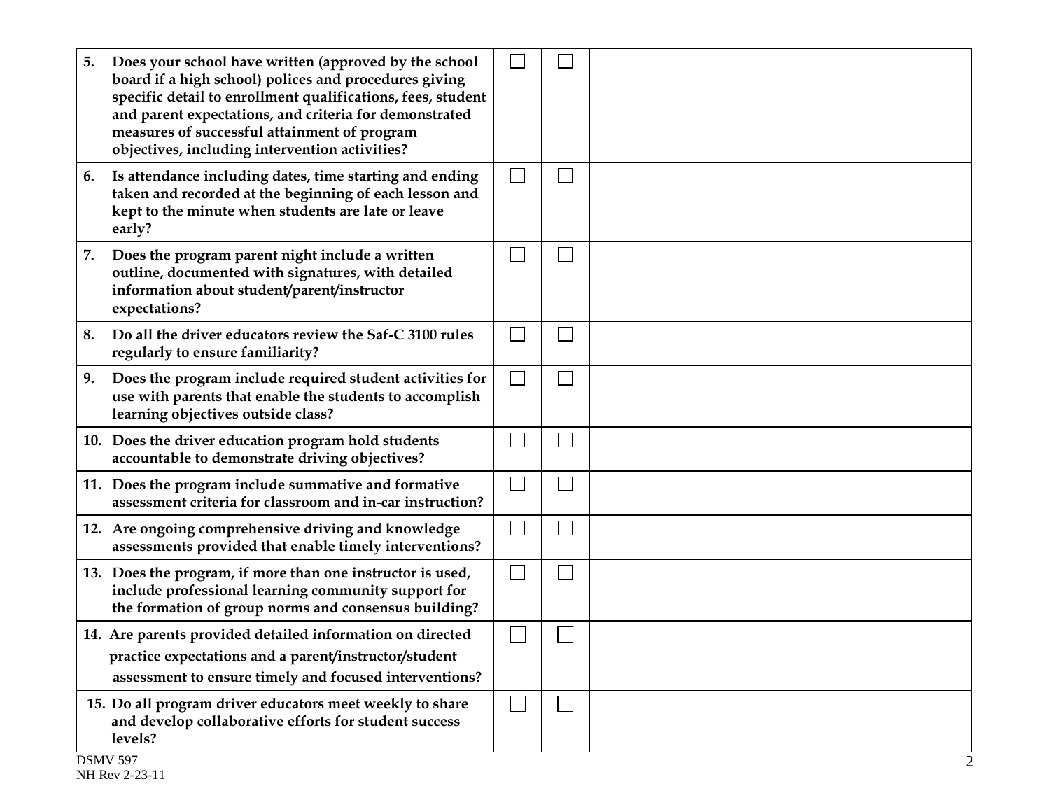| | | | |
|---|---|---|---|
| **5. Does your school have written (approved by the school board if a high school) polices and procedures giving specific detail to enrollment qualifications, fees, student and parent expectations, and criteria for demonstrated measures of successful attainment of program objectives, including intervention activities?** | ☐ | ☐ | |
| **6. Is attendance including dates, time starting and ending taken and recorded at the beginning of each lesson and kept to the minute when students are late or leave early?** | ☐ | ☐ | |
| **7. Does the program parent night include a written outline, documented with signatures, with detailed information about student/parent/instructor expectations?** | ☐ | ☐ | |
| **8. Do all the driver educators review the Saf-C 3100 rules regularly to ensure familiarity?** | ☐ | ☐ | |
| **9. Does the program include required student activities for use with parents that enable the students to accomplish learning objectives outside class?** | ☐ | ☐ | |
| **10. Does the driver education program hold students accountable to demonstrate driving objectives?** | ☐ | ☐ | |
| **11. Does the program include summative and formative assessment criteria for classroom and in-car instruction?** | ☐ | ☐ | |
| **12. Are ongoing comprehensive driving and knowledge assessments provided that enable timely interventions?** | ☐ | ☐ | |
| **13. Does the program, if more than one instructor is used, include professional learning community support for the formation of group norms and consensus building?** | ☐ | ☐ | |
| **14. Are parents provided detailed information on directed practice expectations and a parent/instructor/student assessment to ensure timely and focused interventions?** | ☐ | ☐ | |
| **15. Do all program driver educators meet weekly to share and develop collaborative efforts for student success levels?** | ☐ | ☐ | |

DSMV 597
NH Rev 2-23-11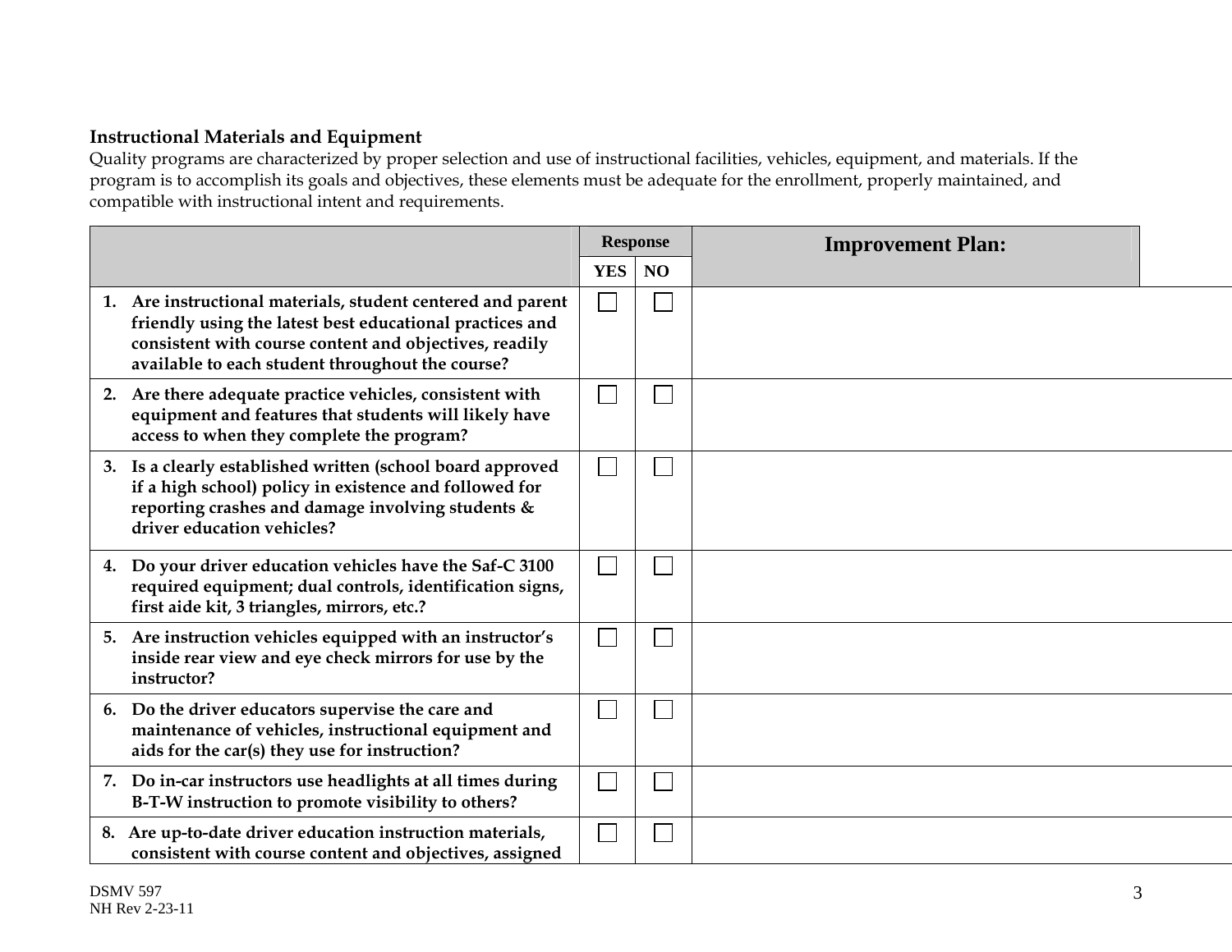### Instructional Materials and Equipment

Quality programs are characterized by proper selection and use of instructional facilities, vehicles, equipment, and materials. If the program is to accomplish its goals and objectives, these elements must be adequate for the enrollment, properly maintained, and compatible with instructional intent and requirements.

| | Response | | Improvement Plan: |
|---|---|---|---|
| | YES | NO | |
| **1. Are instructional materials, student centered and parent friendly using the latest best educational practices and consistent with course content and objectives, readily available to each student throughout the course?** | ☐ | ☐ | |
| **2. Are there adequate practice vehicles, consistent with equipment and features that students will likely have access to when they complete the program?** | ☐ | ☐ | |
| **3. Is a clearly established written (school board approved if a high school) policy in existence and followed for reporting crashes and damage involving students & driver education vehicles?** | ☐ | ☐ | |
| **4. Do your driver education vehicles have the Saf-C 3100 required equipment; dual controls, identification signs, first aide kit, 3 triangles, mirrors, etc.?** | ☐ | ☐ | |
| **5. Are instruction vehicles equipped with an instructor's inside rear view and eye check mirrors for use by the instructor?** | ☐ | ☐ | |
| **6. Do the driver educators supervise the care and maintenance of vehicles, instructional equipment and aids for the car(s) they use for instruction?** | ☐ | ☐ | |
| **7. Do in-car instructors use headlights at all times during B-T-W instruction to promote visibility to others?** | ☐ | ☐ | |
| **8. Are up-to-date driver education instruction materials, consistent with course content and objectives, assigned** | ☐ | ☐ | |

DSMV 597
NH Rev 2-23-11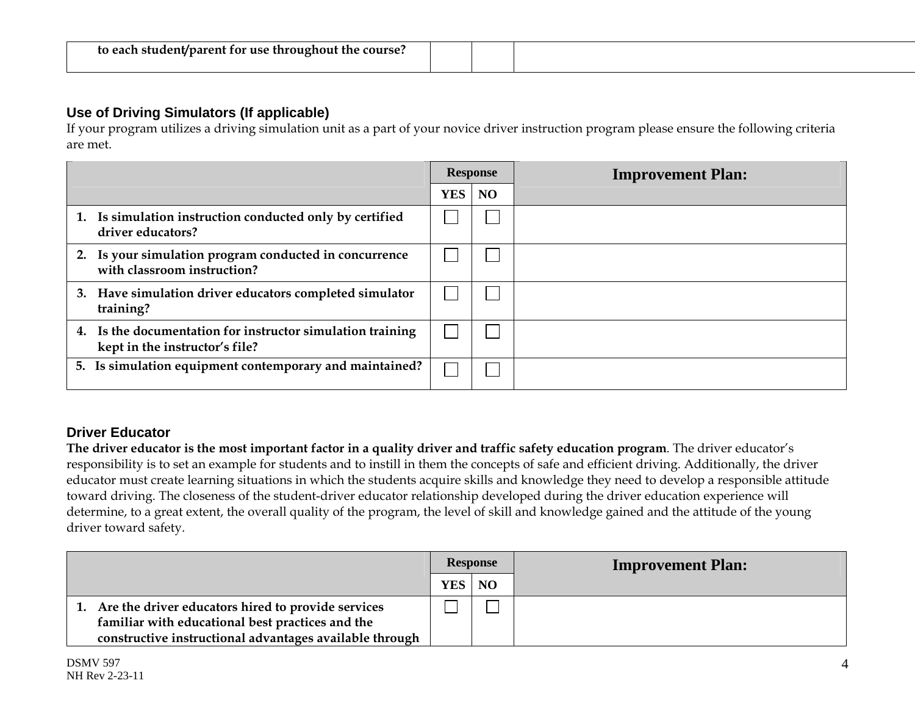| to each student/parent for use throughout the course? | | | |
|---|---|---|---|

### Use of Driving Simulators (If applicable)

If your program utilizes a driving simulation unit as a part of your novice driver instruction program please ensure the following criteria are met.

| | Response | | Improvement Plan: |
|---|---|---|---|
| | YES | NO | |
| 1. Is simulation instruction conducted only by certified driver educators? | ☐ | ☐ | |
| 2. Is your simulation program conducted in concurrence with classroom instruction? | ☐ | ☐ | |
| 3. Have simulation driver educators completed simulator training? | ☐ | ☐ | |
| 4. Is the documentation for instructor simulation training kept in the instructor's file? | ☐ | ☐ | |
| 5. Is simulation equipment contemporary and maintained? | ☐ | ☐ | |

### Driver Educator

**The driver educator is the most important factor in a quality driver and traffic safety education program**. The driver educator's responsibility is to set an example for students and to instill in them the concepts of safe and efficient driving. Additionally, the driver educator must create learning situations in which the students acquire skills and knowledge they need to develop a responsible attitude toward driving. The closeness of the student-driver educator relationship developed during the driver education experience will determine, to a great extent, the overall quality of the program, the level of skill and knowledge gained and the attitude of the young driver toward safety.

| | Response | | Improvement Plan: |
|---|---|---|---|
| | YES | NO | |
| 1. Are the driver educators hired to provide services familiar with educational best practices and the constructive instructional advantages available through | ☐ | ☐ | |

DSMV 597
NH Rev 2-23-11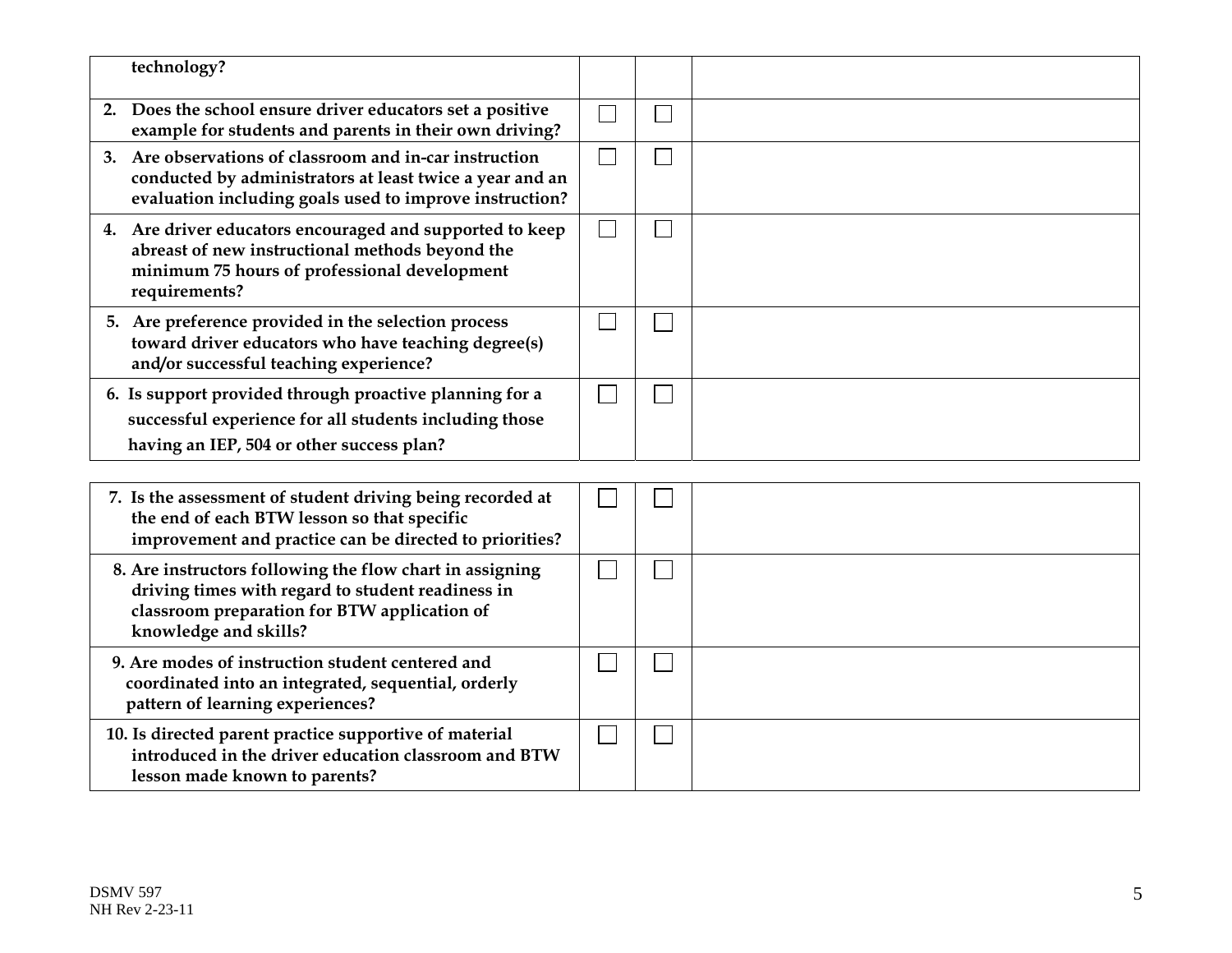| | | | |
|---|---|---|---|
| technology? | | | |
| 2. Does the school ensure driver educators set a positive example for students and parents in their own driving? | ☐ | ☐ | |
| 3. Are observations of classroom and in-car instruction conducted by administrators at least twice a year and an evaluation including goals used to improve instruction? | ☐ | ☐ | |
| 4. Are driver educators encouraged and supported to keep abreast of new instructional methods beyond the minimum 75 hours of professional development requirements? | ☐ | ☐ | |
| 5. Are preference provided in the selection process toward driver educators who have teaching degree(s) and/or successful teaching experience? | ☐ | ☐ | |
| 6. Is support provided through proactive planning for a successful experience for all students including those having an IEP, 504 or other success plan? | ☐ | ☐ | |

| | | | |
|---|---|---|---|
| 7. Is the assessment of student driving being recorded at the end of each BTW lesson so that specific improvement and practice can be directed to priorities? | ☐ | ☐ | |
| 8. Are instructors following the flow chart in assigning driving times with regard to student readiness in classroom preparation for BTW application of knowledge and skills? | ☐ | ☐ | |
| 9. Are modes of instruction student centered and coordinated into an integrated, sequential, orderly pattern of learning experiences? | ☐ | ☐ | |
| 10. Is directed parent practice supportive of material introduced in the driver education classroom and BTW lesson made known to parents? | ☐ | ☐ | |

DSMV 597
NH Rev 2-23-11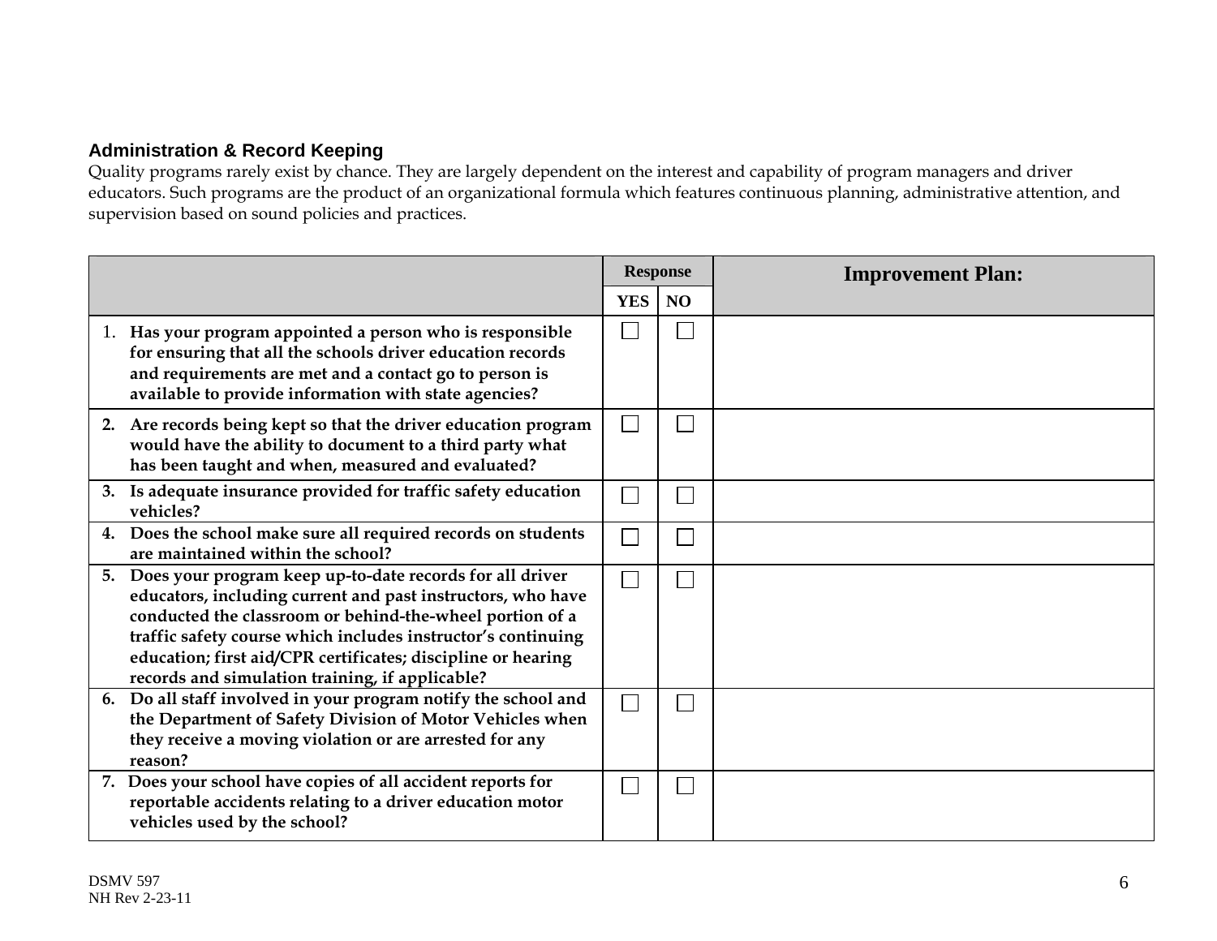### Administration & Record Keeping

Quality programs rarely exist by chance. They are largely dependent on the interest and capability of program managers and driver educators. Such programs are the product of an organizational formula which features continuous planning, administrative attention, and supervision based on sound policies and practices.

| | Response | | Improvement Plan: |
|---|---|---|---|
| | YES | NO | |
| 1. **Has your program appointed a person who is responsible for ensuring that all the schools driver education records and requirements are met and a contact go to person is available to provide information with state agencies?** | ☐ | ☐ | |
| 2. **Are records being kept so that the driver education program would have the ability to document to a third party what has been taught and when, measured and evaluated?** | ☐ | ☐ | |
| 3. **Is adequate insurance provided for traffic safety education vehicles?** | ☐ | ☐ | |
| 4. **Does the school make sure all required records on students are maintained within the school?** | ☐ | ☐ | |
| 5. **Does your program keep up-to-date records for all driver educators, including current and past instructors, who have conducted the classroom or behind-the-wheel portion of a traffic safety course which includes instructor's continuing education; first aid/CPR certificates; discipline or hearing records and simulation training, if applicable?** | ☐ | ☐ | |
| 6. **Do all staff involved in your program notify the school and the Department of Safety Division of Motor Vehicles when they receive a moving violation or are arrested for any reason?** | ☐ | ☐ | |
| 7. **Does your school have copies of all accident reports for reportable accidents relating to a driver education motor vehicles used by the school?** | ☐ | ☐ | |

DSMV 597
NH Rev 2-23-11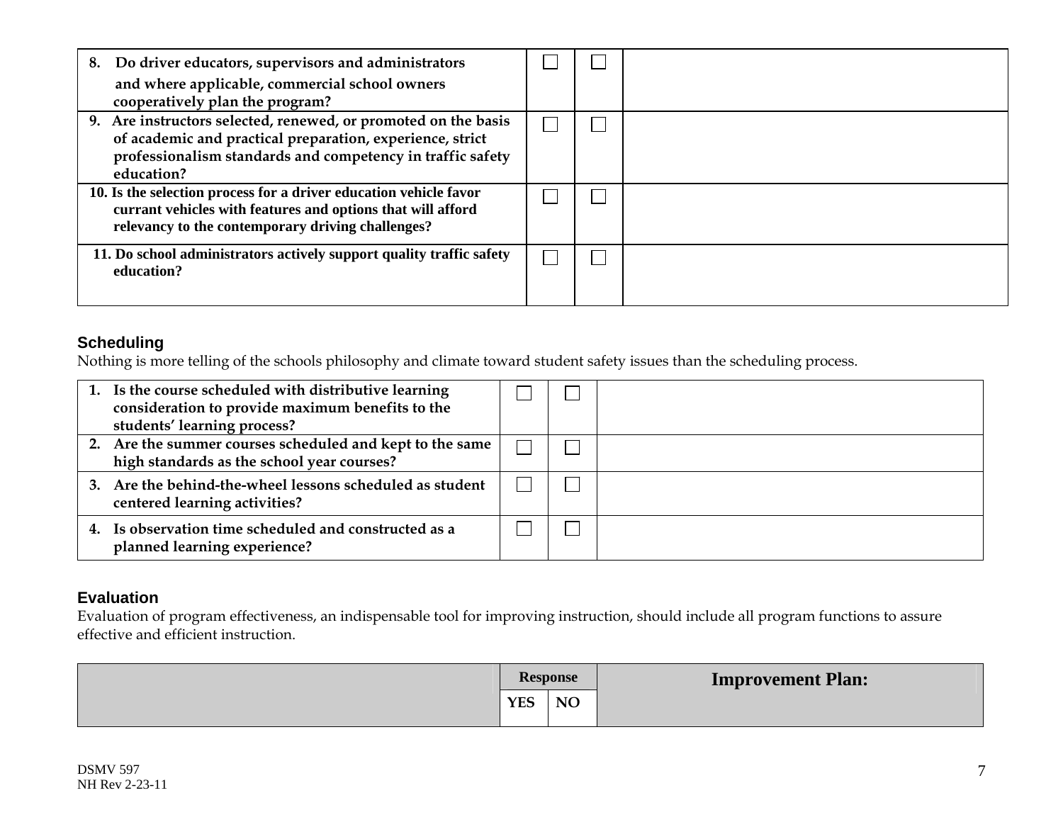| | | | |
|---|---|---|---|
| **8. Do driver educators, supervisors and administrators and where applicable, commercial school owners cooperatively plan the program?** | ☐ | ☐ | |
| **9. Are instructors selected, renewed, or promoted on the basis of academic and practical preparation, experience, strict professionalism standards and competency in traffic safety education?** | ☐ | ☐ | |
| **10. Is the selection process for a driver education vehicle favor currant vehicles with features and options that will afford relevancy to the contemporary driving challenges?** | ☐ | ☐ | |
| **11. Do school administrators actively support quality traffic safety education?** | ☐ | ☐ | |

### Scheduling

Nothing is more telling of the schools philosophy and climate toward student safety issues than the scheduling process.

| | | | |
|---|---|---|---|
| **1. Is the course scheduled with distributive learning consideration to provide maximum benefits to the students' learning process?** | ☐ | ☐ | |
| **2. Are the summer courses scheduled and kept to the same high standards as the school year courses?** | ☐ | ☐ | |
| **3. Are the behind-the-wheel lessons scheduled as student centered learning activities?** | ☐ | ☐ | |
| **4. Is observation time scheduled and constructed as a planned learning experience?** | ☐ | ☐ | |

### Evaluation

Evaluation of program effectiveness, an indispensable tool for improving instruction, should include all program functions to assure effective and efficient instruction.

| | **Response** | | **Improvement Plan:** |
|---|---|---|---|
| | **YES** | **NO** | |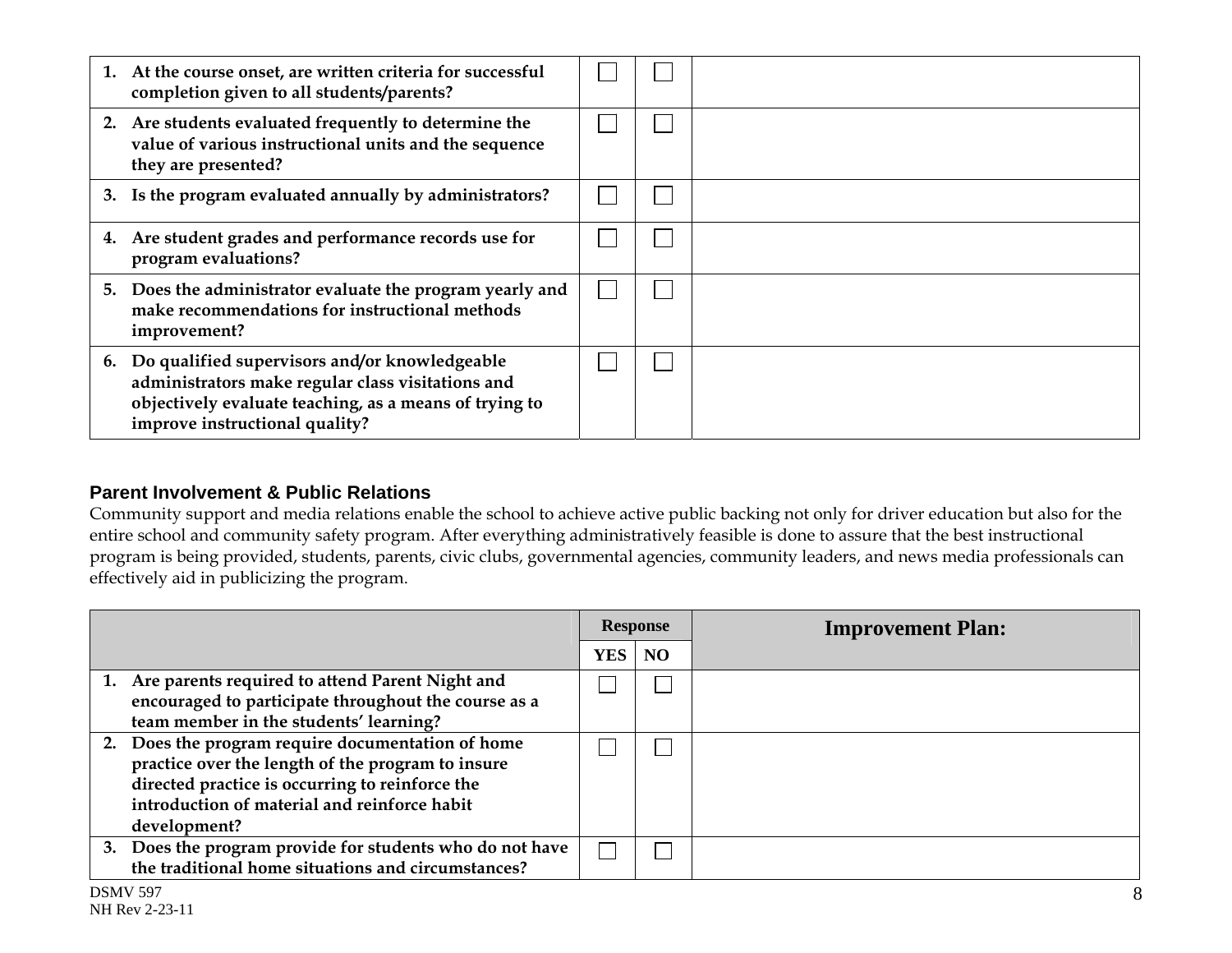| | | | |
|---|---|---|---|
| **1. At the course onset, are written criteria for successful completion given to all students/parents?** | ☐ | ☐ | |
| **2. Are students evaluated frequently to determine the value of various instructional units and the sequence they are presented?** | ☐ | ☐ | |
| **3. Is the program evaluated annually by administrators?** | ☐ | ☐ | |
| **4. Are student grades and performance records use for program evaluations?** | ☐ | ☐ | |
| **5. Does the administrator evaluate the program yearly and make recommendations for instructional methods improvement?** | ☐ | ☐ | |
| **6. Do qualified supervisors and/or knowledgeable administrators make regular class visitations and objectively evaluate teaching, as a means of trying to improve instructional quality?** | ☐ | ☐ | |

## Parent Involvement & Public Relations

Community support and media relations enable the school to achieve active public backing not only for driver education but also for the entire school and community safety program. After everything administratively feasible is done to assure that the best instructional program is being provided, students, parents, civic clubs, governmental agencies, community leaders, and news media professionals can effectively aid in publicizing the program.

| | Response | | Improvement Plan: |
|---|---|---|---|
| | YES | NO | |
| **1. Are parents required to attend Parent Night and encouraged to participate throughout the course as a team member in the students' learning?** | ☐ | ☐ | |
| **2. Does the program require documentation of home practice over the length of the program to insure directed practice is occurring to reinforce the introduction of material and reinforce habit development?** | ☐ | ☐ | |
| **3. Does the program provide for students who do not have the traditional home situations and circumstances?** | ☐ | ☐ | |

DSMV 597
NH Rev 2-23-11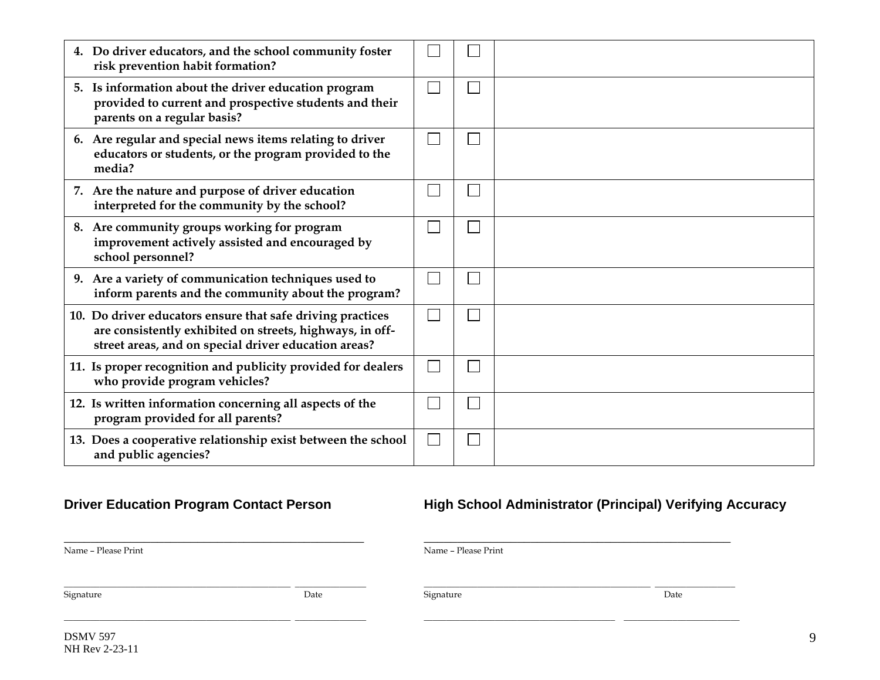| | | | |
|---|---|---|---|
| **4. Do driver educators, and the school community foster risk prevention habit formation?** | ☐ | ☐ | |
| **5. Is information about the driver education program provided to current and prospective students and their parents on a regular basis?** | ☐ | ☐ | |
| **6. Are regular and special news items relating to driver educators or students, or the program provided to the media?** | ☐ | ☐ | |
| **7. Are the nature and purpose of driver education interpreted for the community by the school?** | ☐ | ☐ | |
| **8. Are community groups working for program improvement actively assisted and encouraged by school personnel?** | ☐ | ☐ | |
| **9. Are a variety of communication techniques used to inform parents and the community about the program?** | ☐ | ☐ | |
| **10. Do driver educators ensure that safe driving practices are consistently exhibited on streets, highways, in off-street areas, and on special driver education areas?** | ☐ | ☐ | |
| **11. Is proper recognition and publicity provided for dealers who provide program vehicles?** | ☐ | ☐ | |
| **12. Is written information concerning all aspects of the program provided for all parents?** | ☐ | ☐ | |
| **13. Does a cooperative relationship exist between the school and public agencies?** | ☐ | ☐ | |

**Driver Education Program Contact Person**

_______________________________________________
Name – Please Print

_______________________________________ ____________
Signature Date

_______________________________________ ____________

**High School Administrator (Principal) Verifying Accuracy**

_______________________________________________
Name – Please Print

_______________________________________ ____________
Signature Date

_______________________________________ ____________

DSMV 597
NH Rev 2-23-11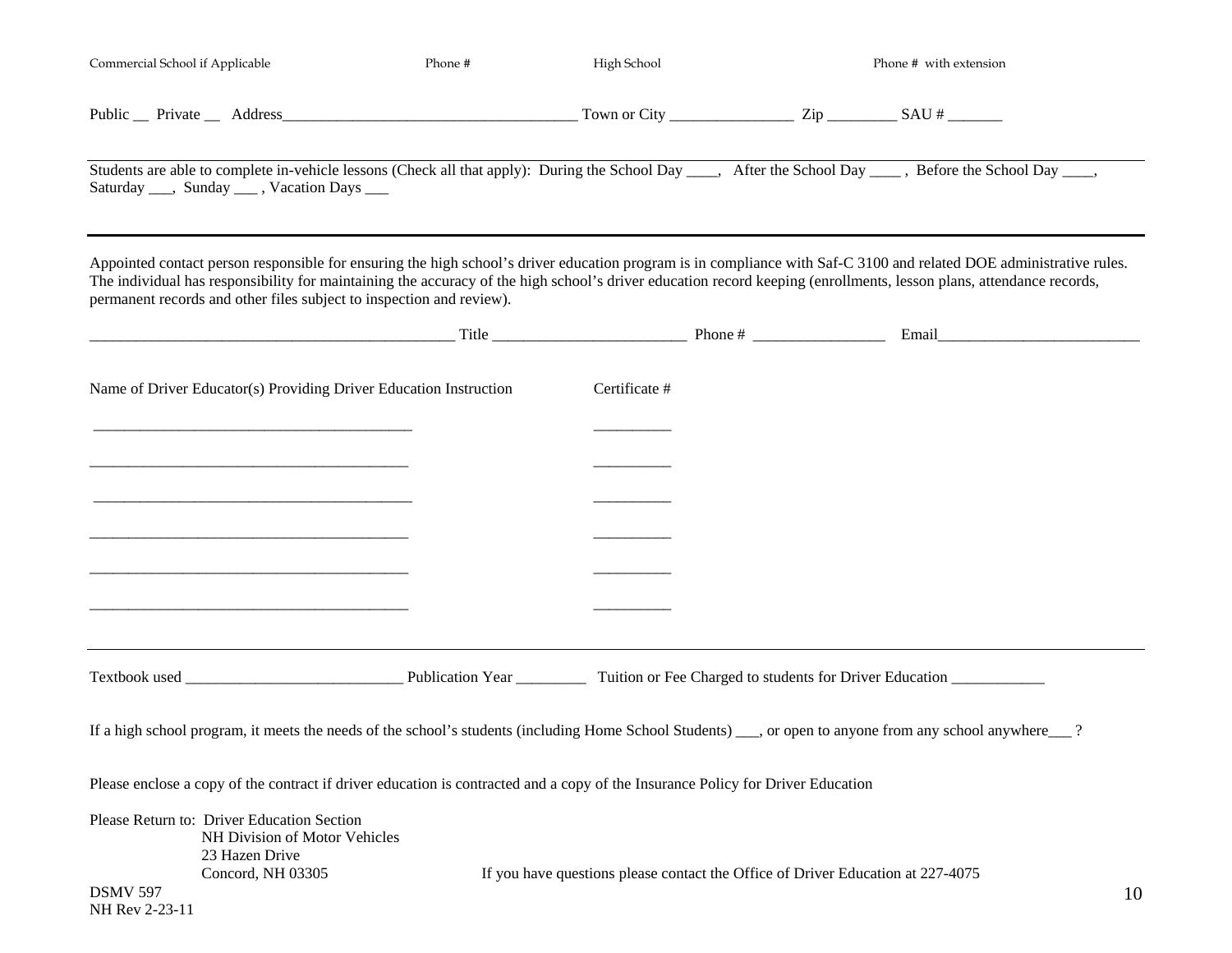Commercial School if Applicable Phone # High School Phone # with extension

Public __ Private __ Address_____________________________________ Town or City ________________ Zip _________ SAU # _______

---

Students are able to complete in-vehicle lessons (Check all that apply): During the School Day ____, After the School Day ____ , Before the School Day ____, Saturday ___, Sunday ___ , Vacation Days ___

---

Appointed contact person responsible for ensuring the high school's driver education program is in compliance with Saf-C 3100 and related DOE administrative rules. The individual has responsibility for maintaining the accuracy of the high school's driver education record keeping (enrollments, lesson plans, attendance records, permanent records and other files subject to inspection and review).

______________________________________________ Title _________________________ Phone # _________________ Email__________________________

| Name of Driver Educator(s) Providing Driver Education Instruction | Certificate # |
|---|---|
| ________________________________________ | __________ |
| ________________________________________ | __________ |
| ________________________________________ | __________ |
| ________________________________________ | __________ |
| ________________________________________ | __________ |
| ________________________________________ | __________ |

---

Textbook used ____________________________ Publication Year _________ Tuition or Fee Charged to students for Driver Education ____________

If a high school program, it meets the needs of the school's students (including Home School Students) ___, or open to anyone from any school anywhere___ ?

Please enclose a copy of the contract if driver education is contracted and a copy of the Insurance Policy for Driver Education

Please Return to: Driver Education Section
NH Division of Motor Vehicles
23 Hazen Drive
Concord, NH 03305

If you have questions please contact the Office of Driver Education at 227-4075

DSMV 597
NH Rev 2-23-11